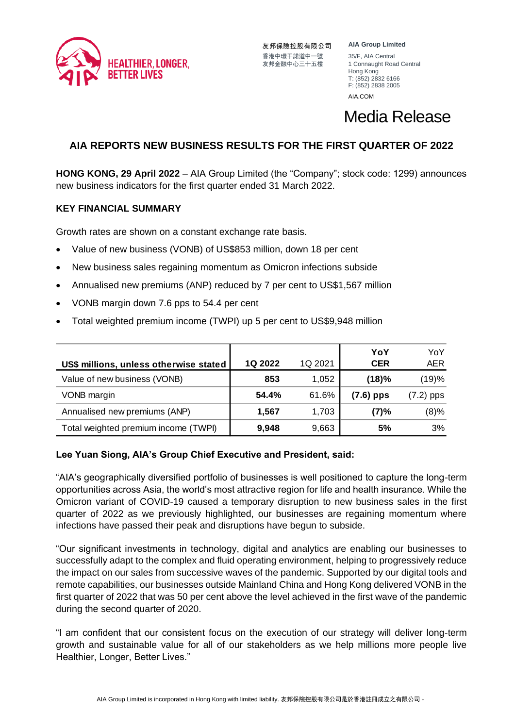HEALTHIER, LONGER, BETTER LIVES

友邦保險控股有限公司
香港中環干諾道中一號
友邦金融中心三十五樓

**AIA Group Limited**
35/F, AIA Central
1 Connaught Road Central
Hong Kong
T: (852) 2832 6166
F: (852) 2838 2005
AIA.COM

# Media Release

## AIA REPORTS NEW BUSINESS RESULTS FOR THE FIRST QUARTER OF 2022

**HONG KONG, 29 April 2022** – AIA Group Limited (the "Company"; stock code: 1299) announces new business indicators for the first quarter ended 31 March 2022.

### KEY FINANCIAL SUMMARY

Growth rates are shown on a constant exchange rate basis.

- Value of new business (VONB) of US$853 million, down 18 per cent
- New business sales regaining momentum as Omicron infections subside
- Annualised new premiums (ANP) reduced by 7 per cent to US$1,567 million
- VONB margin down 7.6 pps to 54.4 per cent
- Total weighted premium income (TWPI) up 5 per cent to US$9,948 million

| **US$ millions, unless otherwise stated** | **1Q 2022** | 1Q 2021 | **YoY CER** | YoY AER |
|---|---|---|---|---|
| Value of new business (VONB) | **853** | 1,052 | **(18)%** | (19)% |
| VONB margin | **54.4%** | 61.6% | **(7.6) pps** | (7.2) pps |
| Annualised new premiums (ANP) | **1,567** | 1,703 | **(7)%** | (8)% |
| Total weighted premium income (TWPI) | **9,948** | 9,663 | **5%** | 3% |

**Lee Yuan Siong, AIA's Group Chief Executive and President, said:**

"AIA's geographically diversified portfolio of businesses is well positioned to capture the long-term opportunities across Asia, the world's most attractive region for life and health insurance. While the Omicron variant of COVID-19 caused a temporary disruption to new business sales in the first quarter of 2022 as we previously highlighted, our businesses are regaining momentum where infections have passed their peak and disruptions have begun to subside.

"Our significant investments in technology, digital and analytics are enabling our businesses to successfully adapt to the complex and fluid operating environment, helping to progressively reduce the impact on our sales from successive waves of the pandemic. Supported by our digital tools and remote capabilities, our businesses outside Mainland China and Hong Kong delivered VONB in the first quarter of 2022 that was 50 per cent above the level achieved in the first wave of the pandemic during the second quarter of 2020.

"I am confident that our consistent focus on the execution of our strategy will deliver long-term growth and sustainable value for all of our stakeholders as we help millions more people live Healthier, Longer, Better Lives."

AIA Group Limited is incorporated in Hong Kong with limited liability. 友邦保險控股有限公司是於香港註冊成立之有限公司。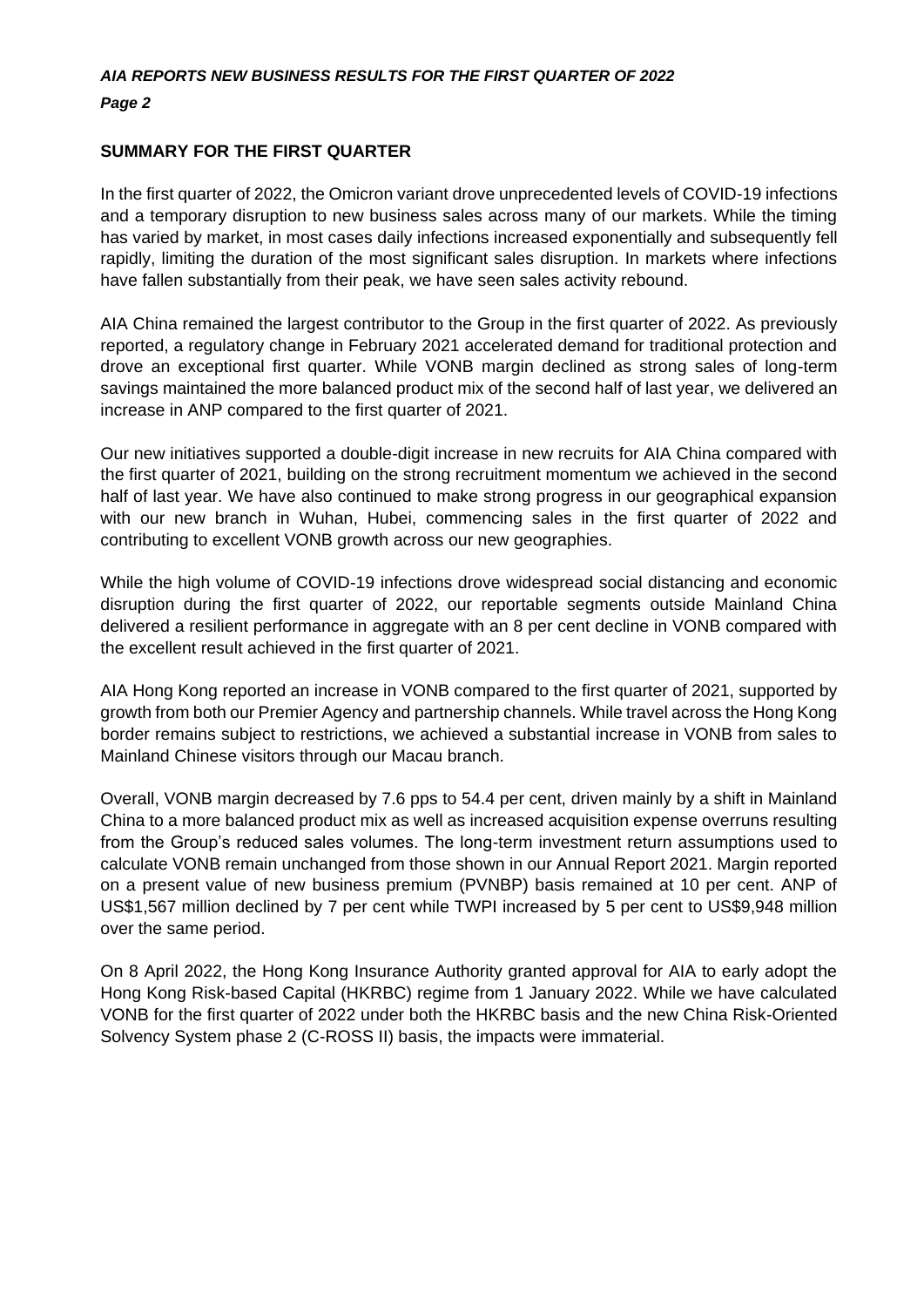## SUMMARY FOR THE FIRST QUARTER

In the first quarter of 2022, the Omicron variant drove unprecedented levels of COVID-19 infections and a temporary disruption to new business sales across many of our markets. While the timing has varied by market, in most cases daily infections increased exponentially and subsequently fell rapidly, limiting the duration of the most significant sales disruption. In markets where infections have fallen substantially from their peak, we have seen sales activity rebound.

AIA China remained the largest contributor to the Group in the first quarter of 2022. As previously reported, a regulatory change in February 2021 accelerated demand for traditional protection and drove an exceptional first quarter. While VONB margin declined as strong sales of long-term savings maintained the more balanced product mix of the second half of last year, we delivered an increase in ANP compared to the first quarter of 2021.

Our new initiatives supported a double-digit increase in new recruits for AIA China compared with the first quarter of 2021, building on the strong recruitment momentum we achieved in the second half of last year. We have also continued to make strong progress in our geographical expansion with our new branch in Wuhan, Hubei, commencing sales in the first quarter of 2022 and contributing to excellent VONB growth across our new geographies.

While the high volume of COVID-19 infections drove widespread social distancing and economic disruption during the first quarter of 2022, our reportable segments outside Mainland China delivered a resilient performance in aggregate with an 8 per cent decline in VONB compared with the excellent result achieved in the first quarter of 2021.

AIA Hong Kong reported an increase in VONB compared to the first quarter of 2021, supported by growth from both our Premier Agency and partnership channels. While travel across the Hong Kong border remains subject to restrictions, we achieved a substantial increase in VONB from sales to Mainland Chinese visitors through our Macau branch.

Overall, VONB margin decreased by 7.6 pps to 54.4 per cent, driven mainly by a shift in Mainland China to a more balanced product mix as well as increased acquisition expense overruns resulting from the Group's reduced sales volumes. The long-term investment return assumptions used to calculate VONB remain unchanged from those shown in our Annual Report 2021. Margin reported on a present value of new business premium (PVNBP) basis remained at 10 per cent. ANP of US$1,567 million declined by 7 per cent while TWPI increased by 5 per cent to US$9,948 million over the same period.

On 8 April 2022, the Hong Kong Insurance Authority granted approval for AIA to early adopt the Hong Kong Risk-based Capital (HKRBC) regime from 1 January 2022. While we have calculated VONB for the first quarter of 2022 under both the HKRBC basis and the new China Risk-Oriented Solvency System phase 2 (C-ROSS II) basis, the impacts were immaterial.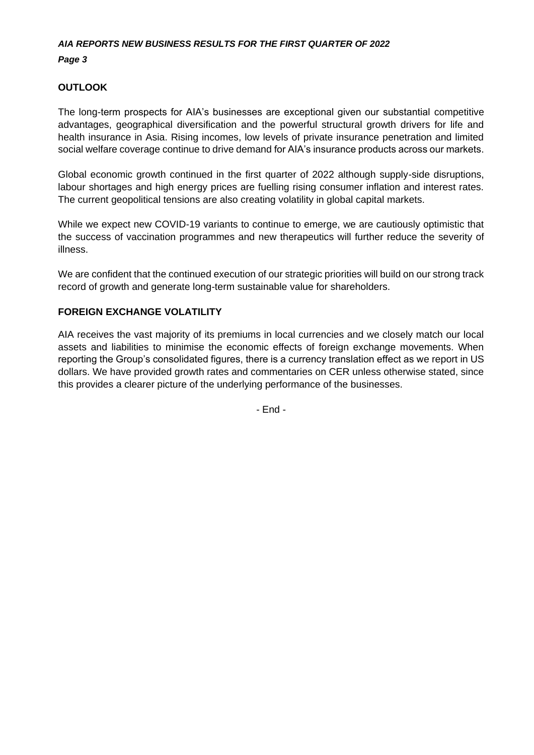## OUTLOOK

The long-term prospects for AIA's businesses are exceptional given our substantial competitive advantages, geographical diversification and the powerful structural growth drivers for life and health insurance in Asia. Rising incomes, low levels of private insurance penetration and limited social welfare coverage continue to drive demand for AIA's insurance products across our markets.

Global economic growth continued in the first quarter of 2022 although supply-side disruptions, labour shortages and high energy prices are fuelling rising consumer inflation and interest rates. The current geopolitical tensions are also creating volatility in global capital markets.

While we expect new COVID-19 variants to continue to emerge, we are cautiously optimistic that the success of vaccination programmes and new therapeutics will further reduce the severity of illness.

We are confident that the continued execution of our strategic priorities will build on our strong track record of growth and generate long-term sustainable value for shareholders.

## FOREIGN EXCHANGE VOLATILITY

AIA receives the vast majority of its premiums in local currencies and we closely match our local assets and liabilities to minimise the economic effects of foreign exchange movements. When reporting the Group's consolidated figures, there is a currency translation effect as we report in US dollars. We have provided growth rates and commentaries on CER unless otherwise stated, since this provides a clearer picture of the underlying performance of the businesses.

- End -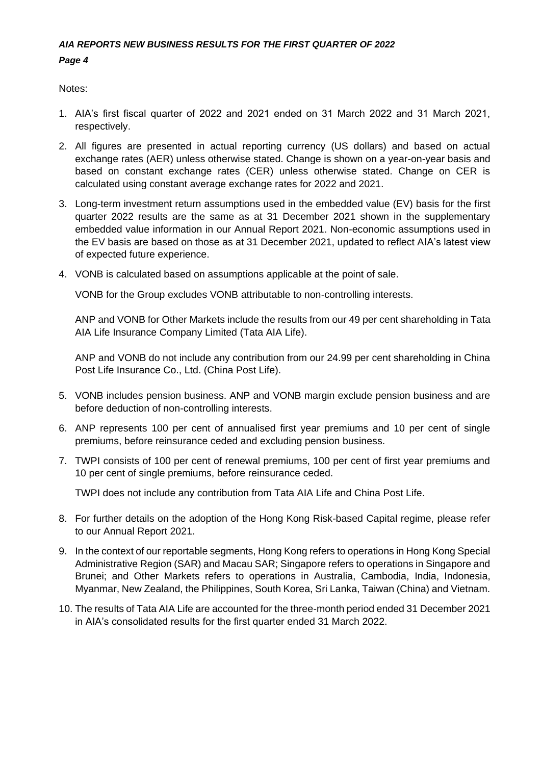Notes:

1. AIA's first fiscal quarter of 2022 and 2021 ended on 31 March 2022 and 31 March 2021, respectively.
2. All figures are presented in actual reporting currency (US dollars) and based on actual exchange rates (AER) unless otherwise stated. Change is shown on a year-on-year basis and based on constant exchange rates (CER) unless otherwise stated. Change on CER is calculated using constant average exchange rates for 2022 and 2021.
3. Long-term investment return assumptions used in the embedded value (EV) basis for the first quarter 2022 results are the same as at 31 December 2021 shown in the supplementary embedded value information in our Annual Report 2021. Non-economic assumptions used in the EV basis are based on those as at 31 December 2021, updated to reflect AIA's latest view of expected future experience.
4. VONB is calculated based on assumptions applicable at the point of sale.

   VONB for the Group excludes VONB attributable to non-controlling interests.

   ANP and VONB for Other Markets include the results from our 49 per cent shareholding in Tata AIA Life Insurance Company Limited (Tata AIA Life).

   ANP and VONB do not include any contribution from our 24.99 per cent shareholding in China Post Life Insurance Co., Ltd. (China Post Life).
5. VONB includes pension business. ANP and VONB margin exclude pension business and are before deduction of non-controlling interests.
6. ANP represents 100 per cent of annualised first year premiums and 10 per cent of single premiums, before reinsurance ceded and excluding pension business.
7. TWPI consists of 100 per cent of renewal premiums, 100 per cent of first year premiums and 10 per cent of single premiums, before reinsurance ceded.

   TWPI does not include any contribution from Tata AIA Life and China Post Life.
8. For further details on the adoption of the Hong Kong Risk-based Capital regime, please refer to our Annual Report 2021.
9. In the context of our reportable segments, Hong Kong refers to operations in Hong Kong Special Administrative Region (SAR) and Macau SAR; Singapore refers to operations in Singapore and Brunei; and Other Markets refers to operations in Australia, Cambodia, India, Indonesia, Myanmar, New Zealand, the Philippines, South Korea, Sri Lanka, Taiwan (China) and Vietnam.
10. The results of Tata AIA Life are accounted for the three-month period ended 31 December 2021 in AIA's consolidated results for the first quarter ended 31 March 2022.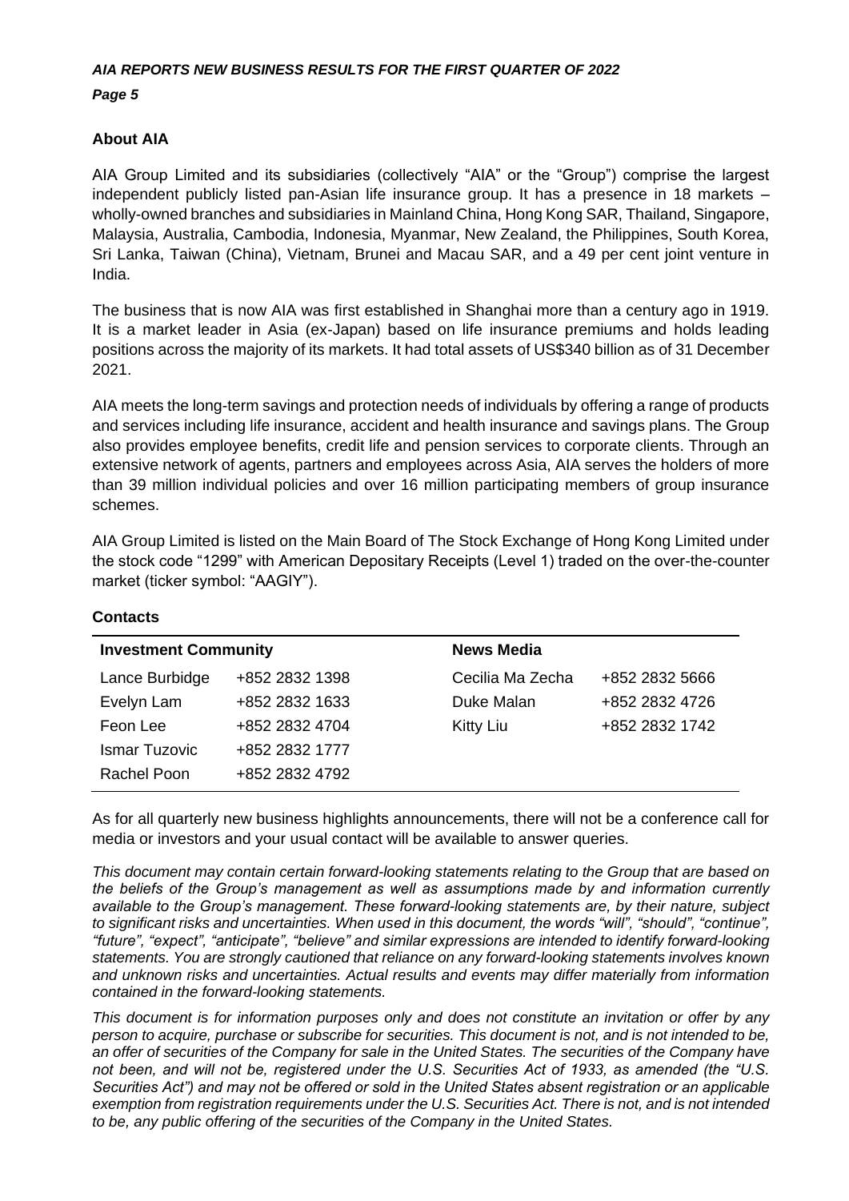## About AIA

AIA Group Limited and its subsidiaries (collectively "AIA" or the "Group") comprise the largest independent publicly listed pan-Asian life insurance group. It has a presence in 18 markets – wholly-owned branches and subsidiaries in Mainland China, Hong Kong SAR, Thailand, Singapore, Malaysia, Australia, Cambodia, Indonesia, Myanmar, New Zealand, the Philippines, South Korea, Sri Lanka, Taiwan (China), Vietnam, Brunei and Macau SAR, and a 49 per cent joint venture in India.

The business that is now AIA was first established in Shanghai more than a century ago in 1919. It is a market leader in Asia (ex-Japan) based on life insurance premiums and holds leading positions across the majority of its markets. It had total assets of US$340 billion as of 31 December 2021.

AIA meets the long-term savings and protection needs of individuals by offering a range of products and services including life insurance, accident and health insurance and savings plans. The Group also provides employee benefits, credit life and pension services to corporate clients. Through an extensive network of agents, partners and employees across Asia, AIA serves the holders of more than 39 million individual policies and over 16 million participating members of group insurance schemes.

AIA Group Limited is listed on the Main Board of The Stock Exchange of Hong Kong Limited under the stock code "1299" with American Depositary Receipts (Level 1) traded on the over-the-counter market (ticker symbol: "AAGIY").

## Contacts

| **Investment Community** | | **News Media** | |
|---|---|---|---|
| Lance Burbidge | +852 2832 1398 | Cecilia Ma Zecha | +852 2832 5666 |
| Evelyn Lam | +852 2832 1633 | Duke Malan | +852 2832 4726 |
| Feon Lee | +852 2832 4704 | Kitty Liu | +852 2832 1742 |
| Ismar Tuzovic | +852 2832 1777 | | |
| Rachel Poon | +852 2832 4792 | | |

As for all quarterly new business highlights announcements, there will not be a conference call for media or investors and your usual contact will be available to answer queries.

*This document may contain certain forward-looking statements relating to the Group that are based on the beliefs of the Group's management as well as assumptions made by and information currently available to the Group's management. These forward-looking statements are, by their nature, subject to significant risks and uncertainties. When used in this document, the words "will", "should", "continue", "future", "expect", "anticipate", "believe" and similar expressions are intended to identify forward-looking statements. You are strongly cautioned that reliance on any forward-looking statements involves known and unknown risks and uncertainties. Actual results and events may differ materially from information contained in the forward-looking statements.*

*This document is for information purposes only and does not constitute an invitation or offer by any person to acquire, purchase or subscribe for securities. This document is not, and is not intended to be, an offer of securities of the Company for sale in the United States. The securities of the Company have not been, and will not be, registered under the U.S. Securities Act of 1933, as amended (the "U.S. Securities Act") and may not be offered or sold in the United States absent registration or an applicable exemption from registration requirements under the U.S. Securities Act. There is not, and is not intended to be, any public offering of the securities of the Company in the United States.*